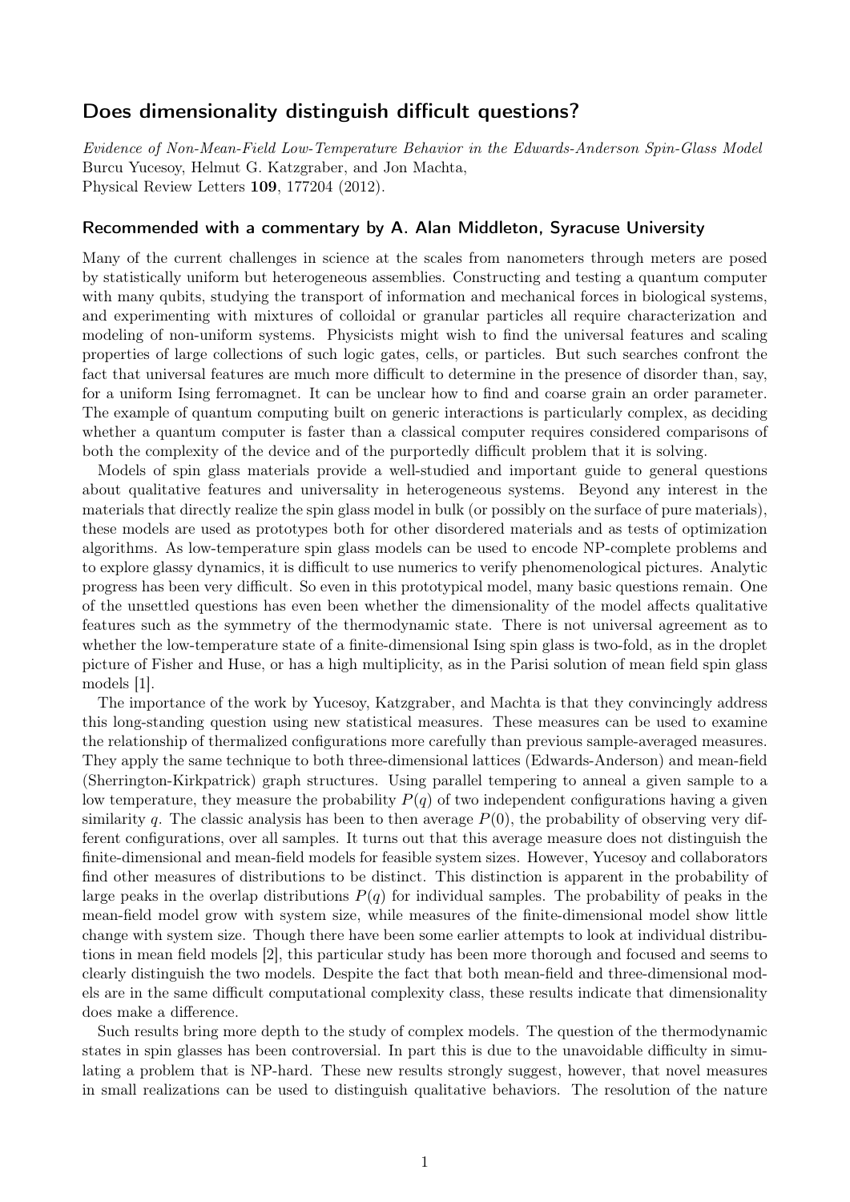## Does dimensionality distinguish difficult questions?

*Evidence of Non-Mean-Field Low-Temperature Behavior in the Edwards-Anderson Spin-Glass Model*
Burcu Yucesoy, Helmut G. Katzgraber, and Jon Machta,
Physical Review Letters **109**, 177204 (2012).

### Recommended with a commentary by A. Alan Middleton, Syracuse University

Many of the current challenges in science at the scales from nanometers through meters are posed by statistically uniform but heterogeneous assemblies. Constructing and testing a quantum computer with many qubits, studying the transport of information and mechanical forces in biological systems, and experimenting with mixtures of colloidal or granular particles all require characterization and modeling of non-uniform systems. Physicists might wish to find the universal features and scaling properties of large collections of such logic gates, cells, or particles. But such searches confront the fact that universal features are much more difficult to determine in the presence of disorder than, say, for a uniform Ising ferromagnet. It can be unclear how to find and coarse grain an order parameter. The example of quantum computing built on generic interactions is particularly complex, as deciding whether a quantum computer is faster than a classical computer requires considered comparisons of both the complexity of the device and of the purportedly difficult problem that it is solving.

Models of spin glass materials provide a well-studied and important guide to general questions about qualitative features and universality in heterogeneous systems. Beyond any interest in the materials that directly realize the spin glass model in bulk (or possibly on the surface of pure materials), these models are used as prototypes both for other disordered materials and as tests of optimization algorithms. As low-temperature spin glass models can be used to encode NP-complete problems and to explore glassy dynamics, it is difficult to use numerics to verify phenomenological pictures. Analytic progress has been very difficult. So even in this prototypical model, many basic questions remain. One of the unsettled questions has even been whether the dimensionality of the model affects qualitative features such as the symmetry of the thermodynamic state. There is not universal agreement as to whether the low-temperature state of a finite-dimensional Ising spin glass is two-fold, as in the droplet picture of Fisher and Huse, or has a high multiplicity, as in the Parisi solution of mean field spin glass models [1].

The importance of the work by Yucesoy, Katzgraber, and Machta is that they convincingly address this long-standing question using new statistical measures. These measures can be used to examine the relationship of thermalized configurations more carefully than previous sample-averaged measures. They apply the same technique to both three-dimensional lattices (Edwards-Anderson) and mean-field (Sherrington-Kirkpatrick) graph structures. Using parallel tempering to anneal a given sample to a low temperature, they measure the probability $P(q)$ of two independent configurations having a given similarity $q$. The classic analysis has been to then average $P(0)$, the probability of observing very different configurations, over all samples. It turns out that this average measure does not distinguish the finite-dimensional and mean-field models for feasible system sizes. However, Yucesoy and collaborators find other measures of distributions to be distinct. This distinction is apparent in the probability of large peaks in the overlap distributions $P(q)$ for individual samples. The probability of peaks in the mean-field model grow with system size, while measures of the finite-dimensional model show little change with system size. Though there have been some earlier attempts to look at individual distributions in mean field models [2], this particular study has been more thorough and focused and seems to clearly distinguish the two models. Despite the fact that both mean-field and three-dimensional models are in the same difficult computational complexity class, these results indicate that dimensionality does make a difference.

Such results bring more depth to the study of complex models. The question of the thermodynamic states in spin glasses has been controversial. In part this is due to the unavoidable difficulty in simulating a problem that is NP-hard. These new results strongly suggest, however, that novel measures in small realizations can be used to distinguish qualitative behaviors. The resolution of the nature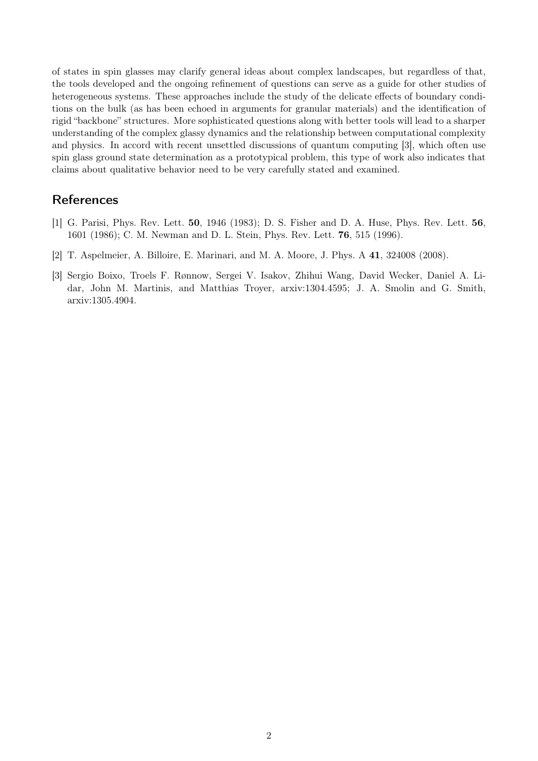of states in spin glasses may clarify general ideas about complex landscapes, but regardless of that, the tools developed and the ongoing refinement of questions can serve as a guide for other studies of heterogeneous systems. These approaches include the study of the delicate effects of boundary conditions on the bulk (as has been echoed in arguments for granular materials) and the identification of rigid "backbone" structures. More sophisticated questions along with better tools will lead to a sharper understanding of the complex glassy dynamics and the relationship between computational complexity and physics. In accord with recent unsettled discussions of quantum computing [3], which often use spin glass ground state determination as a prototypical problem, this type of work also indicates that claims about qualitative behavior need to be very carefully stated and examined.

## References

[1] G. Parisi, Phys. Rev. Lett. **50**, 1946 (1983); D. S. Fisher and D. A. Huse, Phys. Rev. Lett. **56**, 1601 (1986); C. M. Newman and D. L. Stein, Phys. Rev. Lett. **76**, 515 (1996).

[2] T. Aspelmeier, A. Billoire, E. Marinari, and M. A. Moore, J. Phys. A **41**, 324008 (2008).

[3] Sergio Boixo, Troels F. Rønnow, Sergei V. Isakov, Zhihui Wang, David Wecker, Daniel A. Lidar, John M. Martinis, and Matthias Troyer, arxiv:1304.4595; J. A. Smolin and G. Smith, arxiv:1305.4904.